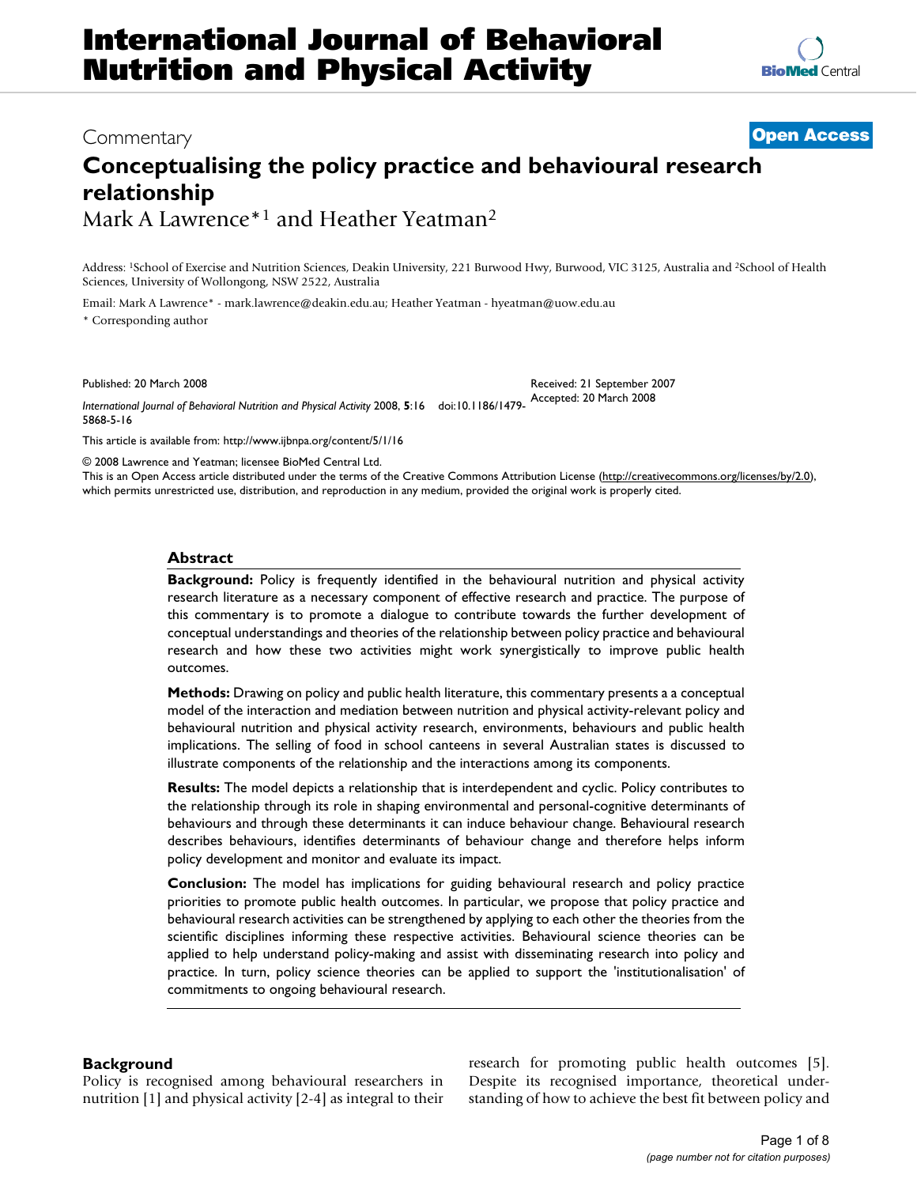# International Journal of Behavioral Nutrition and Physical Activity

Commentary

**Open Access**

# Conceptualising the policy practice and behavioural research relationship

Mark A Lawrence*[1] and Heather Yeatman[2]

Address: [1]School of Exercise and Nutrition Sciences, Deakin University, 221 Burwood Hwy, Burwood, VIC 3125, Australia and [2]School of Health Sciences, University of Wollongong, NSW 2522, Australia

Email: Mark A Lawrence* - mark.lawrence@deakin.edu.au; Heather Yeatman - hyeatman@uow.edu.au

\* Corresponding author

Published: 20 March 2008

*International Journal of Behavioral Nutrition and Physical Activity* 2008, **5**:16 doi:10.1186/1479-5868-5-16

Received: 21 September 2007
Accepted: 20 March 2008

This article is available from: http://www.ijbnpa.org/content/5/1/16

© 2008 Lawrence and Yeatman; licensee BioMed Central Ltd.
This is an Open Access article distributed under the terms of the Creative Commons Attribution License (http://creativecommons.org/licenses/by/2.0), which permits unrestricted use, distribution, and reproduction in any medium, provided the original work is properly cited.

## Abstract

**Background:** Policy is frequently identified in the behavioural nutrition and physical activity research literature as a necessary component of effective research and practice. The purpose of this commentary is to promote a dialogue to contribute towards the further development of conceptual understandings and theories of the relationship between policy practice and behavioural research and how these two activities might work synergistically to improve public health outcomes.

**Methods:** Drawing on policy and public health literature, this commentary presents a a conceptual model of the interaction and mediation between nutrition and physical activity-relevant policy and behavioural nutrition and physical activity research, environments, behaviours and public health implications. The selling of food in school canteens in several Australian states is discussed to illustrate components of the relationship and the interactions among its components.

**Results:** The model depicts a relationship that is interdependent and cyclic. Policy contributes to the relationship through its role in shaping environmental and personal-cognitive determinants of behaviours and through these determinants it can induce behaviour change. Behavioural research describes behaviours, identifies determinants of behaviour change and therefore helps inform policy development and monitor and evaluate its impact.

**Conclusion:** The model has implications for guiding behavioural research and policy practice priorities to promote public health outcomes. In particular, we propose that policy practice and behavioural research activities can be strengthened by applying to each other the theories from the scientific disciplines informing these respective activities. Behavioural science theories can be applied to help understand policy-making and assist with disseminating research into policy and practice. In turn, policy science theories can be applied to support the 'institutionalisation' of commitments to ongoing behavioural research.

## Background

Policy is recognised among behavioural researchers in nutrition [1] and physical activity [2-4] as integral to their research for promoting public health outcomes [5]. Despite its recognised importance, theoretical understanding of how to achieve the best fit between policy and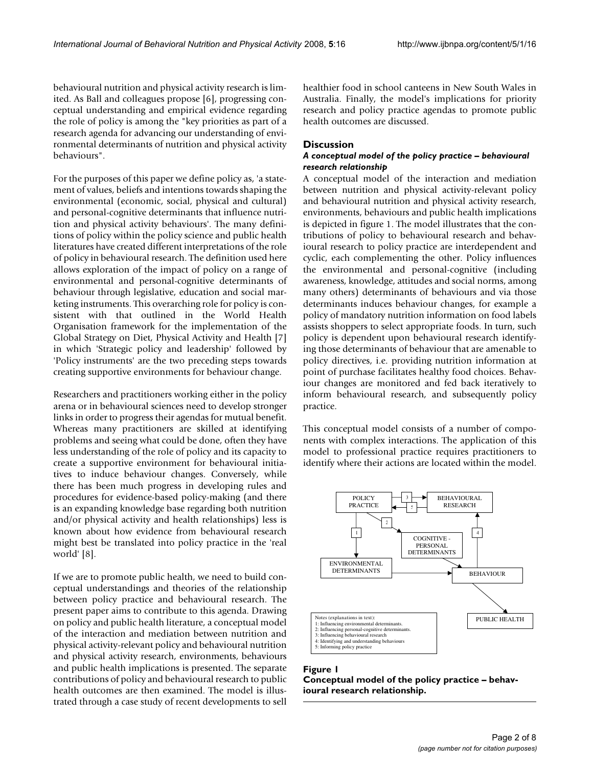behavioural nutrition and physical activity research is limited. As Ball and colleagues propose [6], progressing conceptual understanding and empirical evidence regarding the role of policy is among the "key priorities as part of a research agenda for advancing our understanding of environmental determinants of nutrition and physical activity behaviours".

For the purposes of this paper we define policy as, 'a statement of values, beliefs and intentions towards shaping the environmental (economic, social, physical and cultural) and personal-cognitive determinants that influence nutrition and physical activity behaviours'. The many definitions of policy within the policy science and public health literatures have created different interpretations of the role of policy in behavioural research. The definition used here allows exploration of the impact of policy on a range of environmental and personal-cognitive determinants of behaviour through legislative, education and social marketing instruments. This overarching role for policy is consistent with that outlined in the World Health Organisation framework for the implementation of the Global Strategy on Diet, Physical Activity and Health [7] in which 'Strategic policy and leadership' followed by 'Policy instruments' are the two preceding steps towards creating supportive environments for behaviour change.

Researchers and practitioners working either in the policy arena or in behavioural sciences need to develop stronger links in order to progress their agendas for mutual benefit. Whereas many practitioners are skilled at identifying problems and seeing what could be done, often they have less understanding of the role of policy and its capacity to create a supportive environment for behavioural initiatives to induce behaviour changes. Conversely, while there has been much progress in developing rules and procedures for evidence-based policy-making (and there is an expanding knowledge base regarding both nutrition and/or physical activity and health relationships) less is known about how evidence from behavioural research might best be translated into policy practice in the 'real world' [8].

If we are to promote public health, we need to build conceptual understandings and theories of the relationship between policy practice and behavioural research. The present paper aims to contribute to this agenda. Drawing on policy and public health literature, a conceptual model of the interaction and mediation between nutrition and physical activity-relevant policy and behavioural nutrition and physical activity research, environments, behaviours and public health implications is presented. The separate contributions of policy and behavioural research to public health outcomes are then examined. The model is illustrated through a case study of recent developments to sell healthier food in school canteens in New South Wales in Australia. Finally, the model's implications for priority research and policy practice agendas to promote public health outcomes are discussed.

## Discussion

### *A conceptual model of the policy practice – behavioural research relationship*

A conceptual model of the interaction and mediation between nutrition and physical activity-relevant policy and behavioural nutrition and physical activity research, environments, behaviours and public health implications is depicted in figure 1. The model illustrates that the contributions of policy to behavioural research and behavioural research to policy practice are interdependent and cyclic, each complementing the other. Policy influences the environmental and personal-cognitive (including awareness, knowledge, attitudes and social norms, among many others) determinants of behaviours and via those determinants induces behaviour changes, for example a policy of mandatory nutrition information on food labels assists shoppers to select appropriate foods. In turn, such policy is dependent upon behavioural research identifying those determinants of behaviour that are amenable to policy directives, i.e. providing nutrition information at point of purchase facilitates healthy food choices. Behaviour changes are monitored and fed back iteratively to inform behavioural research, and subsequently policy practice.

This conceptual model consists of a number of components with complex interactions. The application of this model to professional practice requires practitioners to identify where their actions are located within the model.

POLICY PRACTICE — BEHAVIOURAL RESEARCH — COGNITIVE - PERSONAL DETERMINANTS — ENVIRONMENTAL DETERMINANTS — BEHAVIOUR — PUBLIC HEALTH

Notes (explanations in text):
1: Influencing environmental determinants.
2: Influencing personal-cognitive determinants.
3: Influencing behavioural research
4: Identifying and understanding behaviours
5: Informing policy practice

**Figure 1**
**Conceptual model of the policy practice – behavioural research relationship.**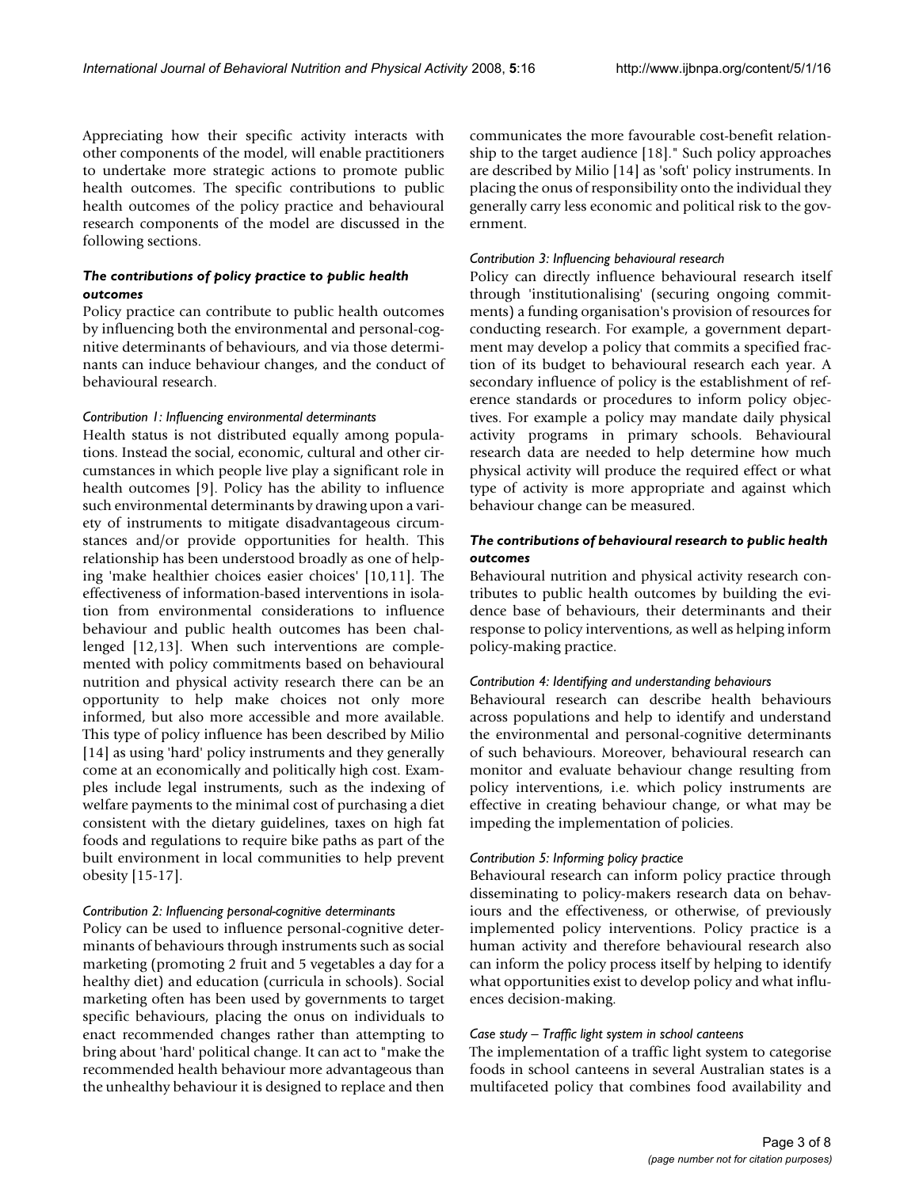Appreciating how their specific activity interacts with other components of the model, will enable practitioners to undertake more strategic actions to promote public health outcomes. The specific contributions to public health outcomes of the policy practice and behavioural research components of the model are discussed in the following sections.

### *The contributions of policy practice to public health outcomes*

Policy practice can contribute to public health outcomes by influencing both the environmental and personal-cognitive determinants of behaviours, and via those determinants can induce behaviour changes, and the conduct of behavioural research.

#### *Contribution 1: Influencing environmental determinants*

Health status is not distributed equally among populations. Instead the social, economic, cultural and other circumstances in which people live play a significant role in health outcomes [9]. Policy has the ability to influence such environmental determinants by drawing upon a variety of instruments to mitigate disadvantageous circumstances and/or provide opportunities for health. This relationship has been understood broadly as one of helping 'make healthier choices easier choices' [10,11]. The effectiveness of information-based interventions in isolation from environmental considerations to influence behaviour and public health outcomes has been challenged [12,13]. When such interventions are complemented with policy commitments based on behavioural nutrition and physical activity research there can be an opportunity to help make choices not only more informed, but also more accessible and more available. This type of policy influence has been described by Milio [14] as using 'hard' policy instruments and they generally come at an economically and politically high cost. Examples include legal instruments, such as the indexing of welfare payments to the minimal cost of purchasing a diet consistent with the dietary guidelines, taxes on high fat foods and regulations to require bike paths as part of the built environment in local communities to help prevent obesity [15-17].

#### *Contribution 2: Influencing personal-cognitive determinants*

Policy can be used to influence personal-cognitive determinants of behaviours through instruments such as social marketing (promoting 2 fruit and 5 vegetables a day for a healthy diet) and education (curricula in schools). Social marketing often has been used by governments to target specific behaviours, placing the onus on individuals to enact recommended changes rather than attempting to bring about 'hard' political change. It can act to "make the recommended health behaviour more advantageous than the unhealthy behaviour it is designed to replace and then communicates the more favourable cost-benefit relationship to the target audience [18]." Such policy approaches are described by Milio [14] as 'soft' policy instruments. In placing the onus of responsibility onto the individual they generally carry less economic and political risk to the government.

#### *Contribution 3: Influencing behavioural research*

Policy can directly influence behavioural research itself through 'institutionalising' (securing ongoing commitments) a funding organisation's provision of resources for conducting research. For example, a government department may develop a policy that commits a specified fraction of its budget to behavioural research each year. A secondary influence of policy is the establishment of reference standards or procedures to inform policy objectives. For example a policy may mandate daily physical activity programs in primary schools. Behavioural research data are needed to help determine how much physical activity will produce the required effect or what type of activity is more appropriate and against which behaviour change can be measured.

### *The contributions of behavioural research to public health outcomes*

Behavioural nutrition and physical activity research contributes to public health outcomes by building the evidence base of behaviours, their determinants and their response to policy interventions, as well as helping inform policy-making practice.

#### *Contribution 4: Identifying and understanding behaviours*

Behavioural research can describe health behaviours across populations and help to identify and understand the environmental and personal-cognitive determinants of such behaviours. Moreover, behavioural research can monitor and evaluate behaviour change resulting from policy interventions, i.e. which policy instruments are effective in creating behaviour change, or what may be impeding the implementation of policies.

#### *Contribution 5: Informing policy practice*

Behavioural research can inform policy practice through disseminating to policy-makers research data on behaviours and the effectiveness, or otherwise, of previously implemented policy interventions. Policy practice is a human activity and therefore behavioural research also can inform the policy process itself by helping to identify what opportunities exist to develop policy and what influences decision-making.

#### *Case study – Traffic light system in school canteens*

The implementation of a traffic light system to categorise foods in school canteens in several Australian states is a multifaceted policy that combines food availability and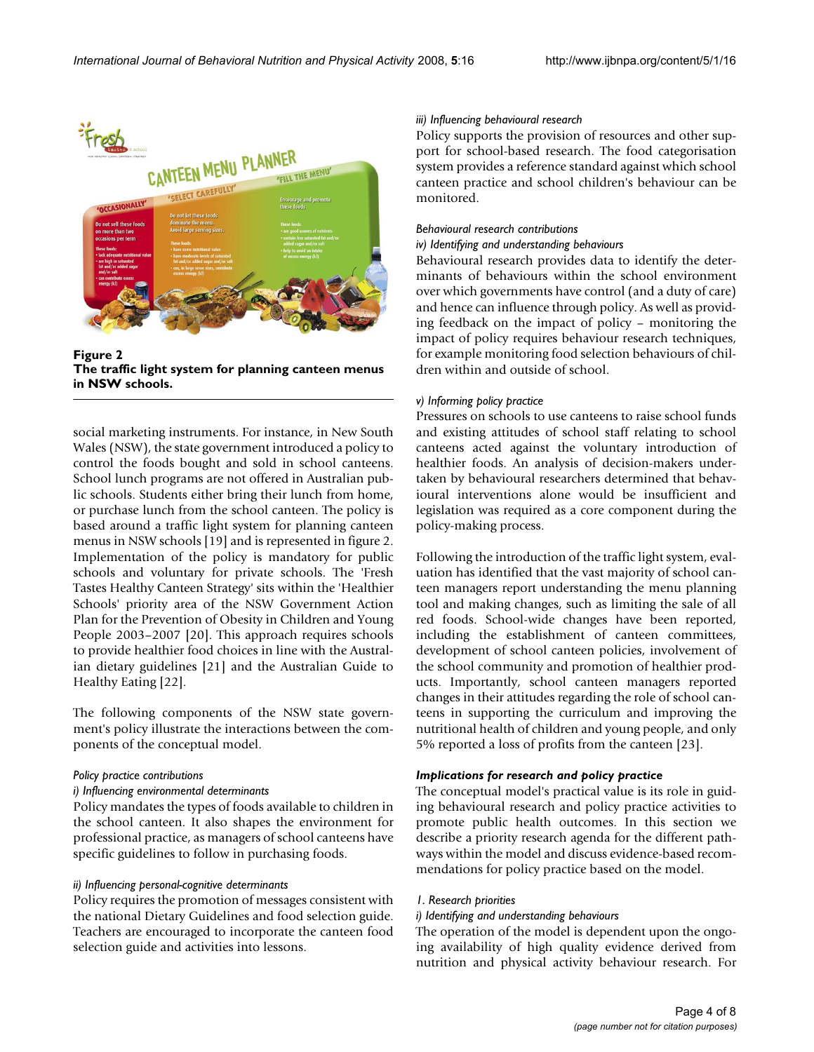**Figure 2**
**The traffic light system for planning canteen menus in NSW schools.**

social marketing instruments. For instance, in New South Wales (NSW), the state government introduced a policy to control the foods bought and sold in school canteens. School lunch programs are not offered in Australian public schools. Students either bring their lunch from home, or purchase lunch from the school canteen. The policy is based around a traffic light system for planning canteen menus in NSW schools [19] and is represented in figure 2. Implementation of the policy is mandatory for public schools and voluntary for private schools. The 'Fresh Tastes Healthy Canteen Strategy' sits within the 'Healthier Schools' priority area of the NSW Government Action Plan for the Prevention of Obesity in Children and Young People 2003–2007 [20]. This approach requires schools to provide healthier food choices in line with the Australian dietary guidelines [21] and the Australian Guide to Healthy Eating [22].

The following components of the NSW state government's policy illustrate the interactions between the components of the conceptual model.

*Policy practice contributions*

*i) Influencing environmental determinants*

Policy mandates the types of foods available to children in the school canteen. It also shapes the environment for professional practice, as managers of school canteens have specific guidelines to follow in purchasing foods.

*ii) Influencing personal-cognitive determinants*

Policy requires the promotion of messages consistent with the national Dietary Guidelines and food selection guide. Teachers are encouraged to incorporate the canteen food selection guide and activities into lessons.

*iii) Influencing behavioural research*

Policy supports the provision of resources and other support for school-based research. The food categorisation system provides a reference standard against which school canteen practice and school children's behaviour can be monitored.

*Behavioural research contributions*

*iv) Identifying and understanding behaviours*

Behavioural research provides data to identify the determinants of behaviours within the school environment over which governments have control (and a duty of care) and hence can influence through policy. As well as providing feedback on the impact of policy – monitoring the impact of policy requires behaviour research techniques, for example monitoring food selection behaviours of children within and outside of school.

*v) Informing policy practice*

Pressures on schools to use canteens to raise school funds and existing attitudes of school staff relating to school canteens acted against the voluntary introduction of healthier foods. An analysis of decision-makers undertaken by behavioural researchers determined that behavioural interventions alone would be insufficient and legislation was required as a core component during the policy-making process.

Following the introduction of the traffic light system, evaluation has identified that the vast majority of school canteen managers report understanding the menu planning tool and making changes, such as limiting the sale of all red foods. School-wide changes have been reported, including the establishment of canteen committees, development of school canteen policies, involvement of the school community and promotion of healthier products. Importantly, school canteen managers reported changes in their attitudes regarding the role of school canteens in supporting the curriculum and improving the nutritional health of children and young people, and only 5% reported a loss of profits from the canteen [23].

***Implications for research and policy practice***

The conceptual model's practical value is its role in guiding behavioural research and policy practice activities to promote public health outcomes. In this section we describe a priority research agenda for the different pathways within the model and discuss evidence-based recommendations for policy practice based on the model.

*1. Research priorities*

*i) Identifying and understanding behaviours*

The operation of the model is dependent upon the ongoing availability of high quality evidence derived from nutrition and physical activity behaviour research. For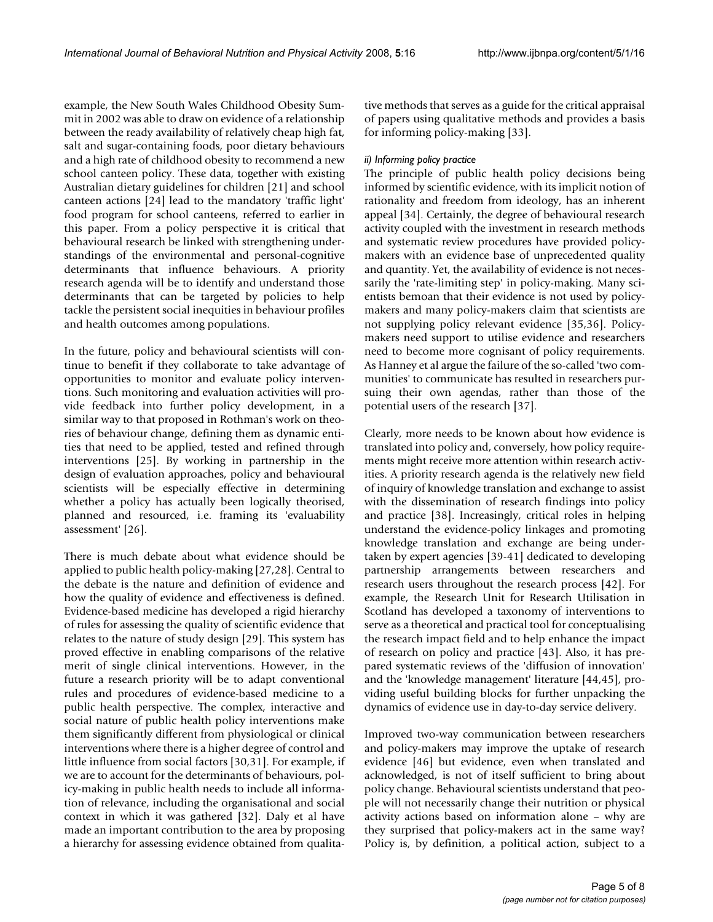example, the New South Wales Childhood Obesity Summit in 2002 was able to draw on evidence of a relationship between the ready availability of relatively cheap high fat, salt and sugar-containing foods, poor dietary behaviours and a high rate of childhood obesity to recommend a new school canteen policy. These data, together with existing Australian dietary guidelines for children [21] and school canteen actions [24] lead to the mandatory 'traffic light' food program for school canteens, referred to earlier in this paper. From a policy perspective it is critical that behavioural research be linked with strengthening understandings of the environmental and personal-cognitive determinants that influence behaviours. A priority research agenda will be to identify and understand those determinants that can be targeted by policies to help tackle the persistent social inequities in behaviour profiles and health outcomes among populations.

In the future, policy and behavioural scientists will continue to benefit if they collaborate to take advantage of opportunities to monitor and evaluate policy interventions. Such monitoring and evaluation activities will provide feedback into further policy development, in a similar way to that proposed in Rothman's work on theories of behaviour change, defining them as dynamic entities that need to be applied, tested and refined through interventions [25]. By working in partnership in the design of evaluation approaches, policy and behavioural scientists will be especially effective in determining whether a policy has actually been logically theorised, planned and resourced, i.e. framing its 'evaluability assessment' [26].

There is much debate about what evidence should be applied to public health policy-making [27,28]. Central to the debate is the nature and definition of evidence and how the quality of evidence and effectiveness is defined. Evidence-based medicine has developed a rigid hierarchy of rules for assessing the quality of scientific evidence that relates to the nature of study design [29]. This system has proved effective in enabling comparisons of the relative merit of single clinical interventions. However, in the future a research priority will be to adapt conventional rules and procedures of evidence-based medicine to a public health perspective. The complex, interactive and social nature of public health policy interventions make them significantly different from physiological or clinical interventions where there is a higher degree of control and little influence from social factors [30,31]. For example, if we are to account for the determinants of behaviours, policy-making in public health needs to include all information of relevance, including the organisational and social context in which it was gathered [32]. Daly et al have made an important contribution to the area by proposing a hierarchy for assessing evidence obtained from qualitative methods that serves as a guide for the critical appraisal of papers using qualitative methods and provides a basis for informing policy-making [33].

#### *ii) Informing policy practice*

The principle of public health policy decisions being informed by scientific evidence, with its implicit notion of rationality and freedom from ideology, has an inherent appeal [34]. Certainly, the degree of behavioural research activity coupled with the investment in research methods and systematic review procedures have provided policy-makers with an evidence base of unprecedented quality and quantity. Yet, the availability of evidence is not necessarily the 'rate-limiting step' in policy-making. Many scientists bemoan that their evidence is not used by policy-makers and many policy-makers claim that scientists are not supplying policy relevant evidence [35,36]. Policy-makers need support to utilise evidence and researchers need to become more cognisant of policy requirements. As Hanney et al argue the failure of the so-called 'two communities' to communicate has resulted in researchers pursuing their own agendas, rather than those of the potential users of the research [37].

Clearly, more needs to be known about how evidence is translated into policy and, conversely, how policy requirements might receive more attention within research activities. A priority research agenda is the relatively new field of inquiry of knowledge translation and exchange to assist with the dissemination of research findings into policy and practice [38]. Increasingly, critical roles in helping understand the evidence-policy linkages and promoting knowledge translation and exchange are being undertaken by expert agencies [39-41] dedicated to developing partnership arrangements between researchers and research users throughout the research process [42]. For example, the Research Unit for Research Utilisation in Scotland has developed a taxonomy of interventions to serve as a theoretical and practical tool for conceptualising the research impact field and to help enhance the impact of research on policy and practice [43]. Also, it has prepared systematic reviews of the 'diffusion of innovation' and the 'knowledge management' literature [44,45], providing useful building blocks for further unpacking the dynamics of evidence use in day-to-day service delivery.

Improved two-way communication between researchers and policy-makers may improve the uptake of research evidence [46] but evidence, even when translated and acknowledged, is not of itself sufficient to bring about policy change. Behavioural scientists understand that people will not necessarily change their nutrition or physical activity actions based on information alone – why are they surprised that policy-makers act in the same way? Policy is, by definition, a political action, subject to a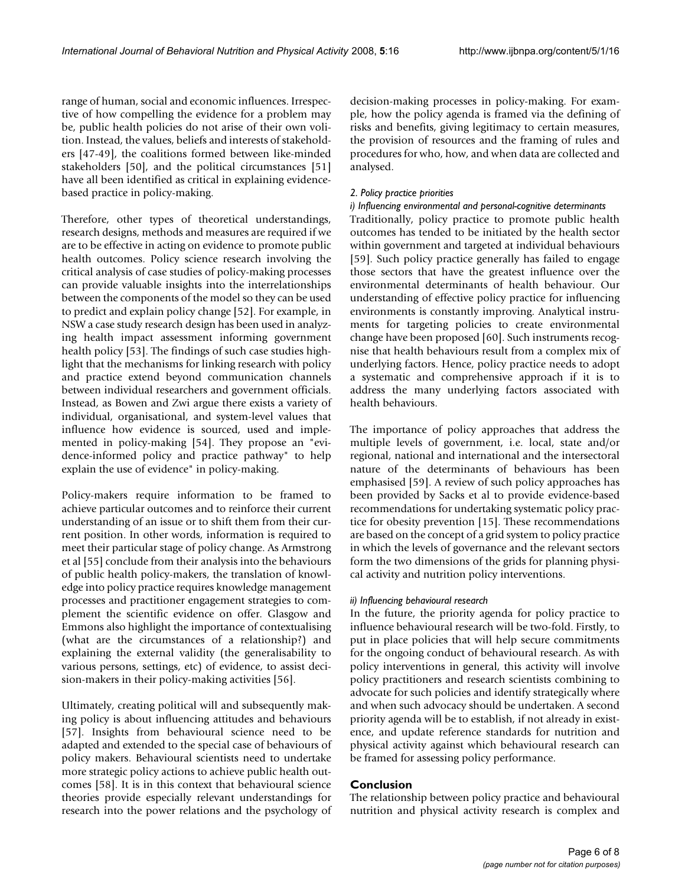range of human, social and economic influences. Irrespective of how compelling the evidence for a problem may be, public health policies do not arise of their own volition. Instead, the values, beliefs and interests of stakeholders [47-49], the coalitions formed between like-minded stakeholders [50], and the political circumstances [51] have all been identified as critical in explaining evidence-based practice in policy-making.

Therefore, other types of theoretical understandings, research designs, methods and measures are required if we are to be effective in acting on evidence to promote public health outcomes. Policy science research involving the critical analysis of case studies of policy-making processes can provide valuable insights into the interrelationships between the components of the model so they can be used to predict and explain policy change [52]. For example, in NSW a case study research design has been used in analyzing health impact assessment informing government health policy [53]. The findings of such case studies highlight that the mechanisms for linking research with policy and practice extend beyond communication channels between individual researchers and government officials. Instead, as Bowen and Zwi argue there exists a variety of individual, organisational, and system-level values that influence how evidence is sourced, used and implemented in policy-making [54]. They propose an "evidence-informed policy and practice pathway" to help explain the use of evidence" in policy-making.

Policy-makers require information to be framed to achieve particular outcomes and to reinforce their current understanding of an issue or to shift them from their current position. In other words, information is required to meet their particular stage of policy change. As Armstrong et al [55] conclude from their analysis into the behaviours of public health policy-makers, the translation of knowledge into policy practice requires knowledge management processes and practitioner engagement strategies to complement the scientific evidence on offer. Glasgow and Emmons also highlight the importance of contextualising (what are the circumstances of a relationship?) and explaining the external validity (the generalisability to various persons, settings, etc) of evidence, to assist decision-makers in their policy-making activities [56].

Ultimately, creating political will and subsequently making policy is about influencing attitudes and behaviours [57]. Insights from behavioural science need to be adapted and extended to the special case of behaviours of policy makers. Behavioural scientists need to undertake more strategic policy actions to achieve public health outcomes [58]. It is in this context that behavioural science theories provide especially relevant understandings for research into the power relations and the psychology of decision-making processes in policy-making. For example, how the policy agenda is framed via the defining of risks and benefits, giving legitimacy to certain measures, the provision of resources and the framing of rules and procedures for who, how, and when data are collected and analysed.

#### *2. Policy practice priorities*

##### *i) Influencing environmental and personal-cognitive determinants*

Traditionally, policy practice to promote public health outcomes has tended to be initiated by the health sector within government and targeted at individual behaviours [59]. Such policy practice generally has failed to engage those sectors that have the greatest influence over the environmental determinants of health behaviour. Our understanding of effective policy practice for influencing environments is constantly improving. Analytical instruments for targeting policies to create environmental change have been proposed [60]. Such instruments recognise that health behaviours result from a complex mix of underlying factors. Hence, policy practice needs to adopt a systematic and comprehensive approach if it is to address the many underlying factors associated with health behaviours.

The importance of policy approaches that address the multiple levels of government, i.e. local, state and/or regional, national and international and the intersectoral nature of the determinants of behaviours has been emphasised [59]. A review of such policy approaches has been provided by Sacks et al to provide evidence-based recommendations for undertaking systematic policy practice for obesity prevention [15]. These recommendations are based on the concept of a grid system to policy practice in which the levels of governance and the relevant sectors form the two dimensions of the grids for planning physical activity and nutrition policy interventions.

##### *ii) Influencing behavioural research*

In the future, the priority agenda for policy practice to influence behavioural research will be two-fold. Firstly, to put in place policies that will help secure commitments for the ongoing conduct of behavioural research. As with policy interventions in general, this activity will involve policy practitioners and research scientists combining to advocate for such policies and identify strategically where and when such advocacy should be undertaken. A second priority agenda will be to establish, if not already in existence, and update reference standards for nutrition and physical activity against which behavioural research can be framed for assessing policy performance.

## Conclusion

The relationship between policy practice and behavioural nutrition and physical activity research is complex and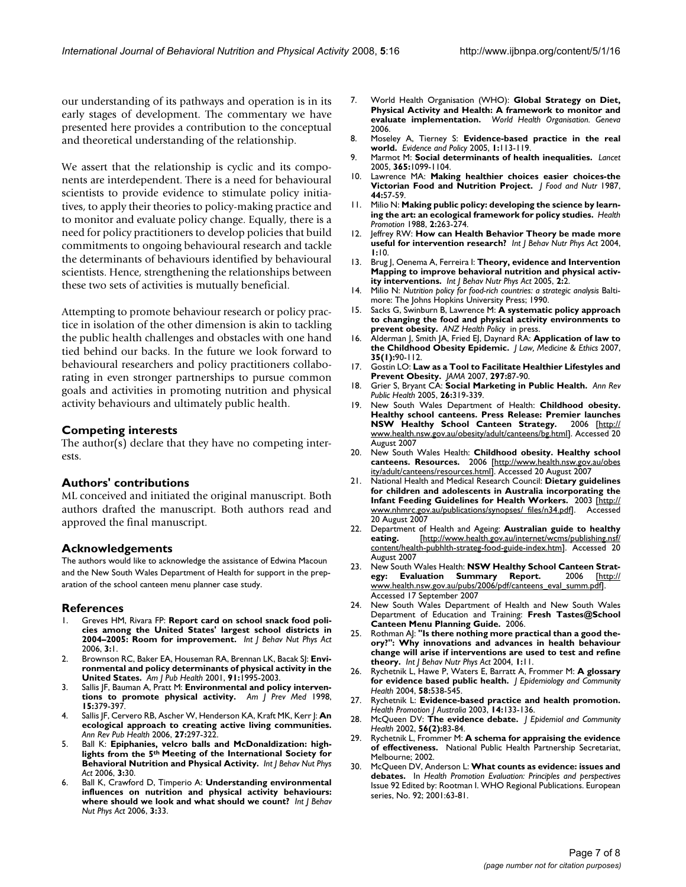our understanding of its pathways and operation is in its early stages of development. The commentary we have presented here provides a contribution to the conceptual and theoretical understanding of the relationship.

We assert that the relationship is cyclic and its components are interdependent. There is a need for behavioural scientists to provide evidence to stimulate policy initiatives, to apply their theories to policy-making practice and to monitor and evaluate policy change. Equally, there is a need for policy practitioners to develop policies that build commitments to ongoing behavioural research and tackle the determinants of behaviours identified by behavioural scientists. Hence, strengthening the relationships between these two sets of activities is mutually beneficial.

Attempting to promote behaviour research or policy practice in isolation of the other dimension is akin to tackling the public health challenges and obstacles with one hand tied behind our backs. In the future we look forward to behavioural researchers and policy practitioners collaborating in even stronger partnerships to pursue common goals and activities in promoting nutrition and physical activity behaviours and ultimately public health.

## Competing interests

The author(s) declare that they have no competing interests.

## Authors' contributions

ML conceived and initiated the original manuscript. Both authors drafted the manuscript. Both authors read and approved the final manuscript.

## Acknowledgements

The authors would like to acknowledge the assistance of Edwina Macoun and the New South Wales Department of Health for support in the preparation of the school canteen menu planner case study.

## References

1. Greves HM, Rivara FP: **Report card on school snack food policies among the United States' largest school districts in 2004–2005: Room for improvement.** *Int J Behav Nut Phys Act* 2006, **3**:1.
2. Brownson RC, Baker EA, Houseman RA, Brennan LK, Bacak SJ: **Environmental and policy determinants of physical activity in the United States.** *Am J Pub Health* 2001, **91**:1995-2003.
3. Sallis JF, Bauman A, Pratt M: **Environmental and policy interventions to promote physical activity.** *Am J Prev Med* 1998, **15**:379-397.
4. Sallis JF, Cervero RB, Ascher W, Henderson KA, Kraft MK, Kerr J: **An ecological approach to creating active living communities.** *Ann Rev Pub Health* 2006, **27**:297-322.
5. Ball K: **Epiphanies, velcro balls and McDonaldization: highlights from the 5th Meeting of the International Society for Behavioral Nutrition and Physical Activity.** *Int J Behav Nut Phys Act* 2006, **3**:30.
6. Ball K, Crawford D, Timperio A: **Understanding environmental influences on nutrition and physical activity behaviours: where should we look and what should we count?** *Int J Behav Nut Phys Act* 2006, **3**:33.
7. World Health Organisation (WHO): **Global Strategy on Diet, Physical Activity and Health: A framework to monitor and evaluate implementation.** *World Health Organisation. Geneva* 2006.
8. Moseley A, Tierney S: **Evidence-based practice in the real world.** *Evidence and Policy* 2005, **1**:113-119.
9. Marmot M: **Social determinants of health inequalities.** *Lancet* 2005, **365**:1099-1104.
10. Lawrence MA: **Making healthier choices easier choices-the Victorian Food and Nutrition Project.** *J Food and Nutr* 1987, **44**:57-59.
11. Milio N: **Making public policy: developing the science by learning the art: an ecological framework for policy studies.** *Health Promotion* 1988, **2**:263-274.
12. Jeffrey RW: **How can Health Behavior Theory be made more useful for intervention research?** *Int J Behav Nutr Phys Act* 2004, **1**:10.
13. Brug J, Oenema A, Ferreira I: **Theory, evidence and Intervention Mapping to improve behavioral nutrition and physical activity interventions.** *Int J Behav Nutr Phys Act* 2005, **2**:2.
14. Milio N: *Nutrition policy for food-rich countries: a strategic analysis* Baltimore: The Johns Hopkins University Press; 1990.
15. Sacks G, Swinburn B, Lawrence M: **A systematic policy approach to changing the food and physical activity environments to prevent obesity.** *ANZ Health Policy* in press.
16. Alderman J, Smith JA, Fried EJ, Daynard RA: **Application of law to the Childhood Obesity Epidemic.** *J Law, Medicine & Ethics* 2007, **35(1)**:90-112.
17. Gostin LO: **Law as a Tool to Facilitate Healthier Lifestyles and Prevent Obesity.** *JAMA* 2007, **297**:87-90.
18. Grier S, Bryant CA: **Social Marketing in Public Health.** *Ann Rev Public Health* 2005, **26**:319-339.
19. New South Wales Department of Health: **Childhood obesity. Healthy school canteens. Press Release: Premier launches NSW Healthy School Canteen Strategy.** 2006 [http://www.health.nsw.gov.au/obesity/adult/canteens/bg.html]. Accessed 20 August 2007
20. New South Wales Health: **Childhood obesity. Healthy school canteens. Resources.** 2006 [http://www.health.nsw.gov.au/obesity/adult/canteens/resources.html]. Accessed 20 August 2007
21. National Health and Medical Research Council: **Dietary guidelines for children and adolescents in Australia incorporating the Infant Feeding Guidelines for Health Workers.** 2003 [http://www.nhmrc.gov.au/publications/synopses/_files/n34.pdf]. Accessed 20 August 2007
22. Department of Health and Ageing: **Australian guide to healthy eating.** [http://www.health.gov.au/internet/wcms/publishing.nsf/content/health-pubhlth-strateg-food-guide-index.htm]. Accessed 20 August 2007
23. New South Wales Health: **NSW Healthy School Canteen Strategy: Evaluation Summary Report.** 2006 [http://www.health.nsw.gov.au/pubs/2006/pdf/canteens_eval_summ.pdf]. Accessed 17 September 2007
24. New South Wales Department of Health and New South Wales Department of Education and Training: **Fresh Tastes@School Canteen Menu Planning Guide.** 2006.
25. Rothman AJ: **"Is there nothing more practical than a good theory?": Why innovations and advances in health behaviour change will arise if interventions are used to test and refine theory.** *Int J Behav Nutr Phys Act* 2004, **1**:11.
26. Rychetnik L, Hawe P, Waters E, Barratt A, Frommer M: **A glossary for evidence based public health.** *J Epidemiology and Community Health* 2004, **58**:538-545.
27. Rychetnik L: **Evidence-based practice and health promotion.** *Health Promotion J Australia* 2003, **14**:133-136.
28. McQueen DV: **The evidence debate.** *J Epidemiol and Community Health* 2002, **56(2)**:83-84.
29. Rychetnik L, Frommer M: **A schema for appraising the evidence of effectiveness.** National Public Health Partnership Secretariat, Melbourne; 2002.
30. McQueen DV, Anderson L: **What counts as evidence: issues and debates.** In *Health Promotion Evaluation: Principles and perspectives* Issue 92 Edited by: Rootman I. WHO Regional Publications. European series, No. 92; 2001:63-81.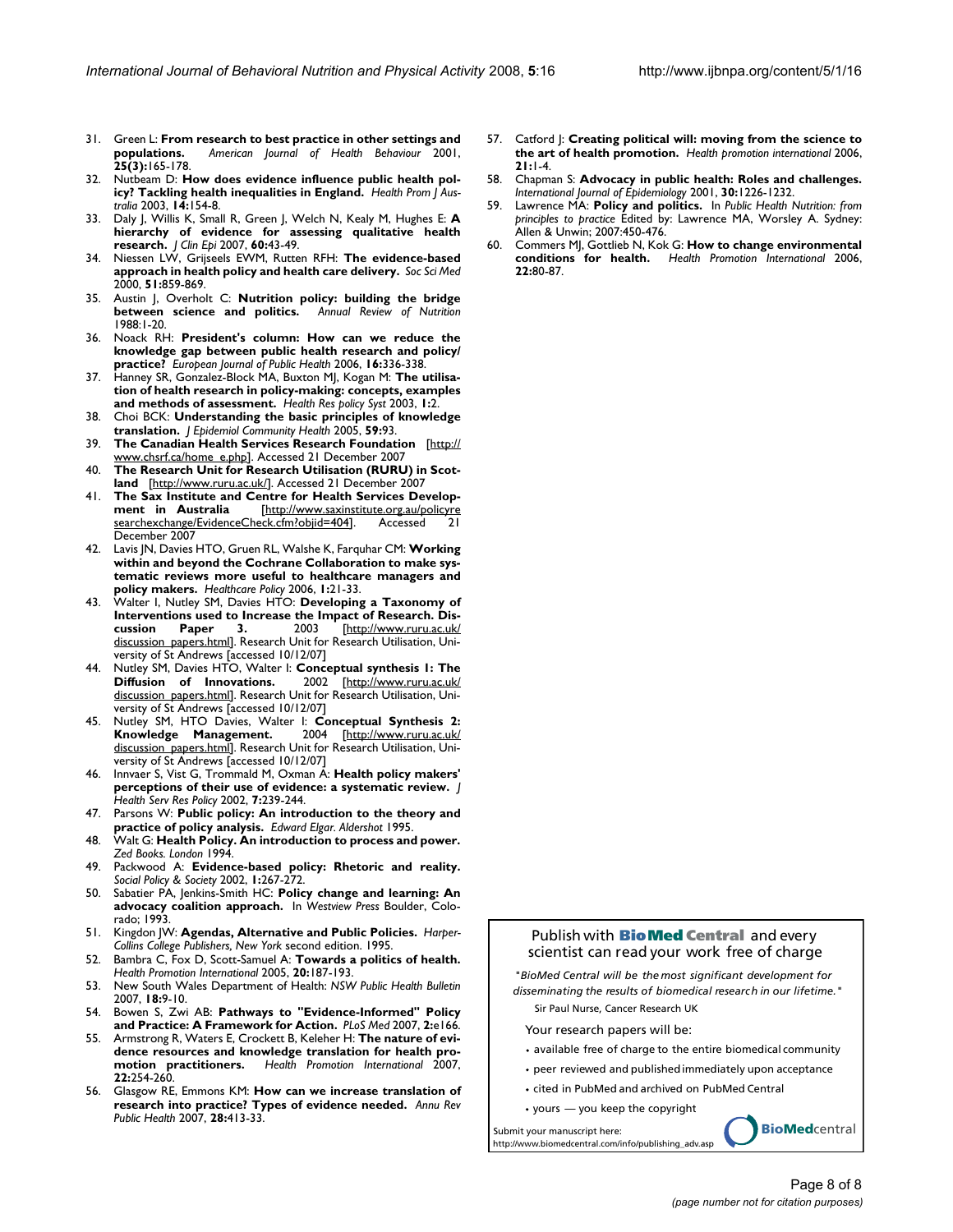31. Green L: **From research to best practice in other settings and populations.** *American Journal of Health Behaviour* 2001, **25(3):**165-178.
32. Nutbeam D: **How does evidence influence public health policy? Tackling health inequalities in England.** *Health Prom J Australia* 2003, **14:**154-8.
33. Daly J, Willis K, Small R, Green J, Welch N, Kealy M, Hughes E: **A hierarchy of evidence for assessing qualitative health research.** *J Clin Epi* 2007, **60:**43-49.
34. Niessen LW, Grijseels EWM, Rutten RFH: **The evidence-based approach in health policy and health care delivery.** *Soc Sci Med* 2000, **51:**859-869.
35. Austin J, Overholt C: **Nutrition policy: building the bridge between science and politics.** *Annual Review of Nutrition* 1988:1-20.
36. Noack RH: **President's column: How can we reduce the knowledge gap between public health research and policy/practice?** *European Journal of Public Health* 2006, **16:**336-338.
37. Hanney SR, Gonzalez-Block MA, Buxton MJ, Kogan M: **The utilisation of health research in policy-making: concepts, examples and methods of assessment.** *Health Res policy Syst* 2003, **1:**2.
38. Choi BCK: **Understanding the basic principles of knowledge translation.** *J Epidemiol Community Health* 2005, **59:**93.
39. **The Canadian Health Services Research Foundation** [http://www.chsrf.ca/home_e.php]. Accessed 21 December 2007
40. **The Research Unit for Research Utilisation (RURU) in Scotland** [http://www.ruru.ac.uk/]. Accessed 21 December 2007
41. **The Sax Institute and Centre for Health Services Development in Australia** [http://www.saxinstitute.org.au/policyresearchexchange/EvidenceCheck.cfm?objid=404]. Accessed 21 December 2007
42. Lavis JN, Davies HTO, Gruen RL, Walshe K, Farquhar CM: **Working within and beyond the Cochrane Collaboration to make systematic reviews more useful to healthcare managers and policy makers.** *Healthcare Policy* 2006, **1:**21-33.
43. Walter I, Nutley SM, Davies HTO: **Developing a Taxonomy of Interventions used to Increase the Impact of Research. Discussion Paper 3.** 2003 [http://www.ruru.ac.uk/discussion_papers.html]. Research Unit for Research Utilisation, University of St Andrews [accessed 10/12/07]
44. Nutley SM, Davies HTO, Walter I: **Conceptual synthesis 1: The Diffusion of Innovations.** 2002 [http://www.ruru.ac.uk/discussion_papers.html]. Research Unit for Research Utilisation, University of St Andrews [accessed 10/12/07]
45. Nutley SM, HTO Davies, Walter I: **Conceptual Synthesis 2: Knowledge Management.** 2004 [http://www.ruru.ac.uk/discussion_papers.html]. Research Unit for Research Utilisation, University of St Andrews [accessed 10/12/07]
46. Innvaer S, Vist G, Trommald M, Oxman A: **Health policy makers' perceptions of their use of evidence: a systematic review.** *J Health Serv Res Policy* 2002, **7:**239-244.
47. Parsons W: **Public policy: An introduction to the theory and practice of policy analysis.** *Edward Elgar. Aldershot* 1995.
48. Walt G: **Health Policy. An introduction to process and power.** *Zed Books. London* 1994.
49. Packwood A: **Evidence-based policy: Rhetoric and reality.** *Social Policy & Society* 2002, **1:**267-272.
50. Sabatier PA, Jenkins-Smith HC: **Policy change and learning: An advocacy coalition approach.** In *Westview Press* Boulder, Colorado; 1993.
51. Kingdon JW: **Agendas, Alternative and Public Policies.** *Harper-Collins College Publishers, New York* second edition. 1995.
52. Bambra C, Fox D, Scott-Samuel A: **Towards a politics of health.** *Health Promotion International* 2005, **20:**187-193.
53. New South Wales Department of Health: *NSW Public Health Bulletin* 2007, **18:**9-10.
54. Bowen S, Zwi AB: **Pathways to "Evidence-Informed" Policy and Practice: A Framework for Action.** *PLoS Med* 2007, **2:**e166.
55. Armstrong R, Waters E, Crockett B, Keleher H: **The nature of evidence resources and knowledge translation for health promotion practitioners.** *Health Promotion International* 2007, **22:**254-260.
56. Glasgow RE, Emmons KM: **How can we increase translation of research into practice? Types of evidence needed.** *Annu Rev Public Health* 2007, **28:**413-33.
57. Catford J: **Creating political will: moving from the science to the art of health promotion.** *Health promotion international* 2006, **21:**1-4.
58. Chapman S: **Advocacy in public health: Roles and challenges.** *International Journal of Epidemiology* 2001, **30:**1226-1232.
59. Lawrence MA: **Policy and politics.** In *Public Health Nutrition: from principles to practice* Edited by: Lawrence MA, Worsley A. Sydney: Allen & Unwin; 2007:450-476.
60. Commers MJ, Gottlieb N, Kok G: **How to change environmental conditions for health.** *Health Promotion International* 2006, **22:**80-87.

Publish with **BioMed Central** and every scientist can read your work free of charge

*"BioMed Central will be the most significant development for disseminating the results of biomedical research in our lifetime."*

Sir Paul Nurse, Cancer Research UK

Your research papers will be:

- available free of charge to the entire biomedical community
- peer reviewed and published immediately upon acceptance
- cited in PubMed and archived on PubMed Central
- yours — you keep the copyright

Submit your manuscript here:
http://www.biomedcentral.com/info/publishing_adv.asp

BioMedcentral